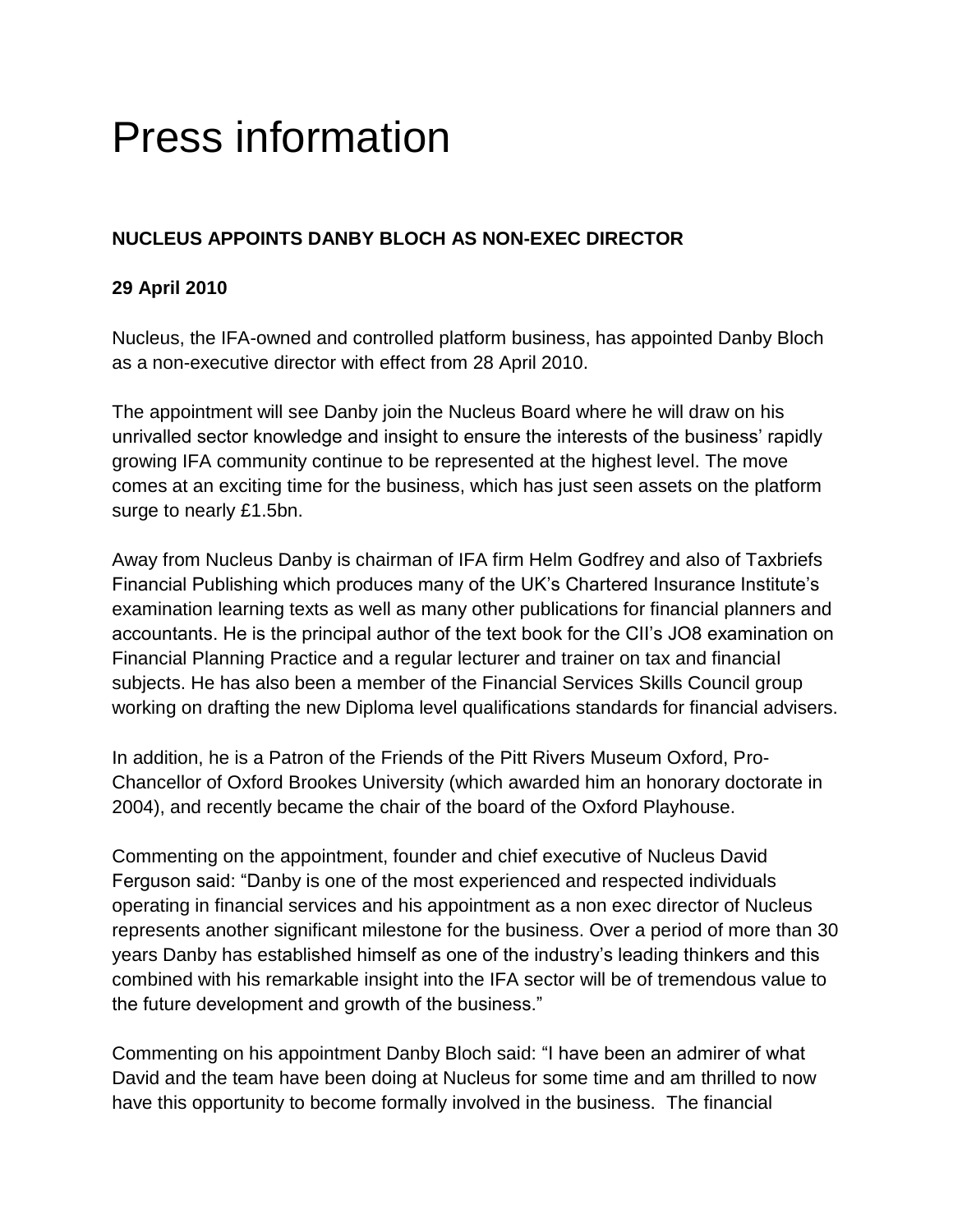# Press information

**NUCLEUS APPOINTS DANBY BLOCH AS NON-EXEC DIRECTOR**

**29 April 2010**

Nucleus, the IFA-owned and controlled platform business, has appointed Danby Bloch as a non-executive director with effect from 28 April 2010.

The appointment will see Danby join the Nucleus Board where he will draw on his unrivalled sector knowledge and insight to ensure the interests of the business' rapidly growing IFA community continue to be represented at the highest level. The move comes at an exciting time for the business, which has just seen assets on the platform surge to nearly £1.5bn.

Away from Nucleus Danby is chairman of IFA firm Helm Godfrey and also of Taxbriefs Financial Publishing which produces many of the UK's Chartered Insurance Institute's examination learning texts as well as many other publications for financial planners and accountants. He is the principal author of the text book for the CII's JO8 examination on Financial Planning Practice and a regular lecturer and trainer on tax and financial subjects. He has also been a member of the Financial Services Skills Council group working on drafting the new Diploma level qualifications standards for financial advisers.

In addition, he is a Patron of the Friends of the Pitt Rivers Museum Oxford, Pro-Chancellor of Oxford Brookes University (which awarded him an honorary doctorate in 2004), and recently became the chair of the board of the Oxford Playhouse.

Commenting on the appointment, founder and chief executive of Nucleus David Ferguson said: "Danby is one of the most experienced and respected individuals operating in financial services and his appointment as a non exec director of Nucleus represents another significant milestone for the business. Over a period of more than 30 years Danby has established himself as one of the industry's leading thinkers and this combined with his remarkable insight into the IFA sector will be of tremendous value to the future development and growth of the business."

Commenting on his appointment Danby Bloch said: "I have been an admirer of what David and the team have been doing at Nucleus for some time and am thrilled to now have this opportunity to become formally involved in the business. The financial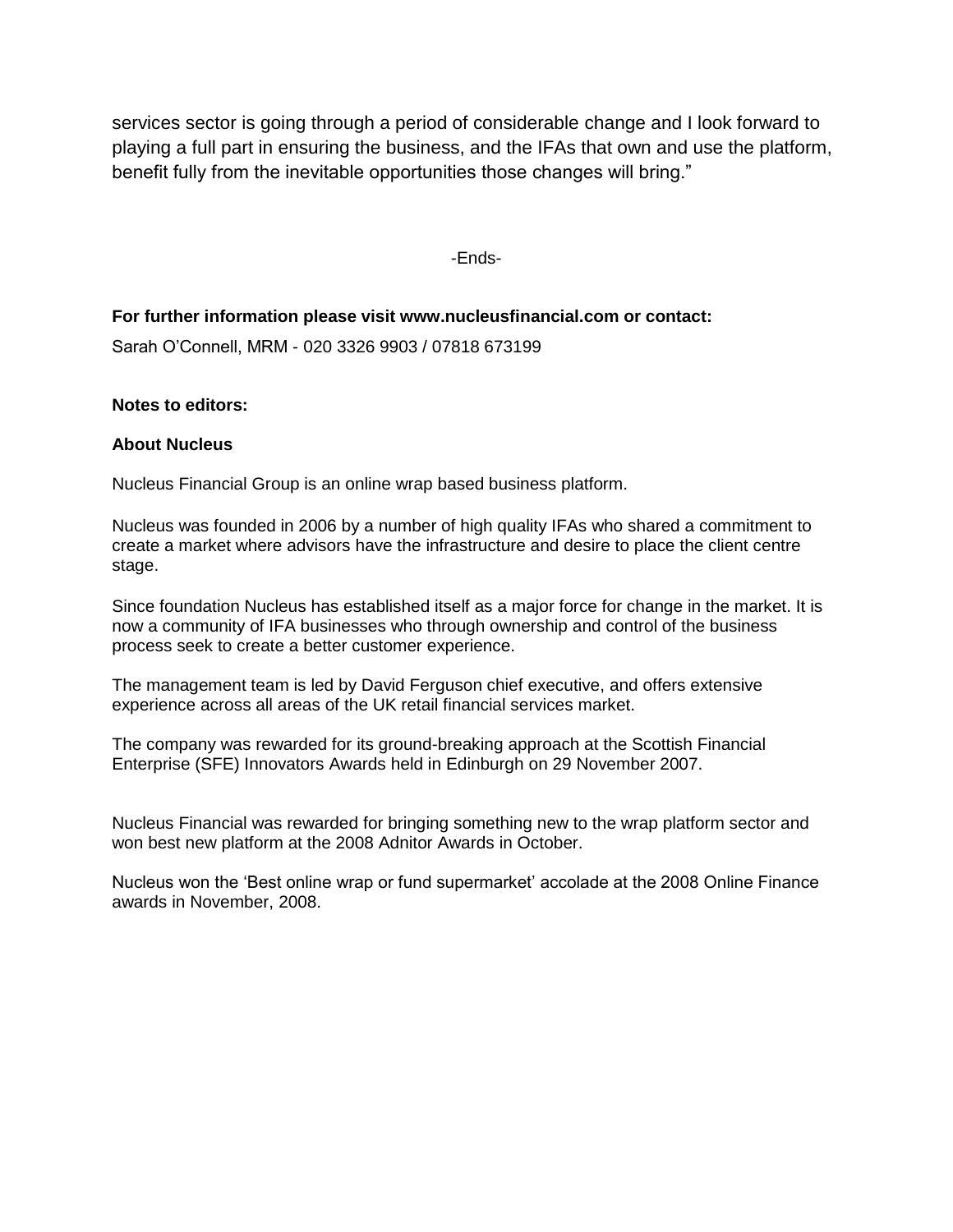services sector is going through a period of considerable change and I look forward to playing a full part in ensuring the business, and the IFAs that own and use the platform, benefit fully from the inevitable opportunities those changes will bring."

-Ends-

**For further information please visit www.nucleusfinancial.com or contact:**

Sarah O'Connell, MRM - 020 3326 9903 / 07818 673199

**Notes to editors:**

**About Nucleus**

Nucleus Financial Group is an online wrap based business platform.

Nucleus was founded in 2006 by a number of high quality IFAs who shared a commitment to create a market where advisors have the infrastructure and desire to place the client centre stage.

Since foundation Nucleus has established itself as a major force for change in the market. It is now a community of IFA businesses who through ownership and control of the business process seek to create a better customer experience.

The management team is led by David Ferguson chief executive, and offers extensive experience across all areas of the UK retail financial services market.

The company was rewarded for its ground-breaking approach at the Scottish Financial Enterprise (SFE) Innovators Awards held in Edinburgh on 29 November 2007.

Nucleus Financial was rewarded for bringing something new to the wrap platform sector and won best new platform at the 2008 Adnitor Awards in October.

Nucleus won the 'Best online wrap or fund supermarket' accolade at the 2008 Online Finance awards in November, 2008.